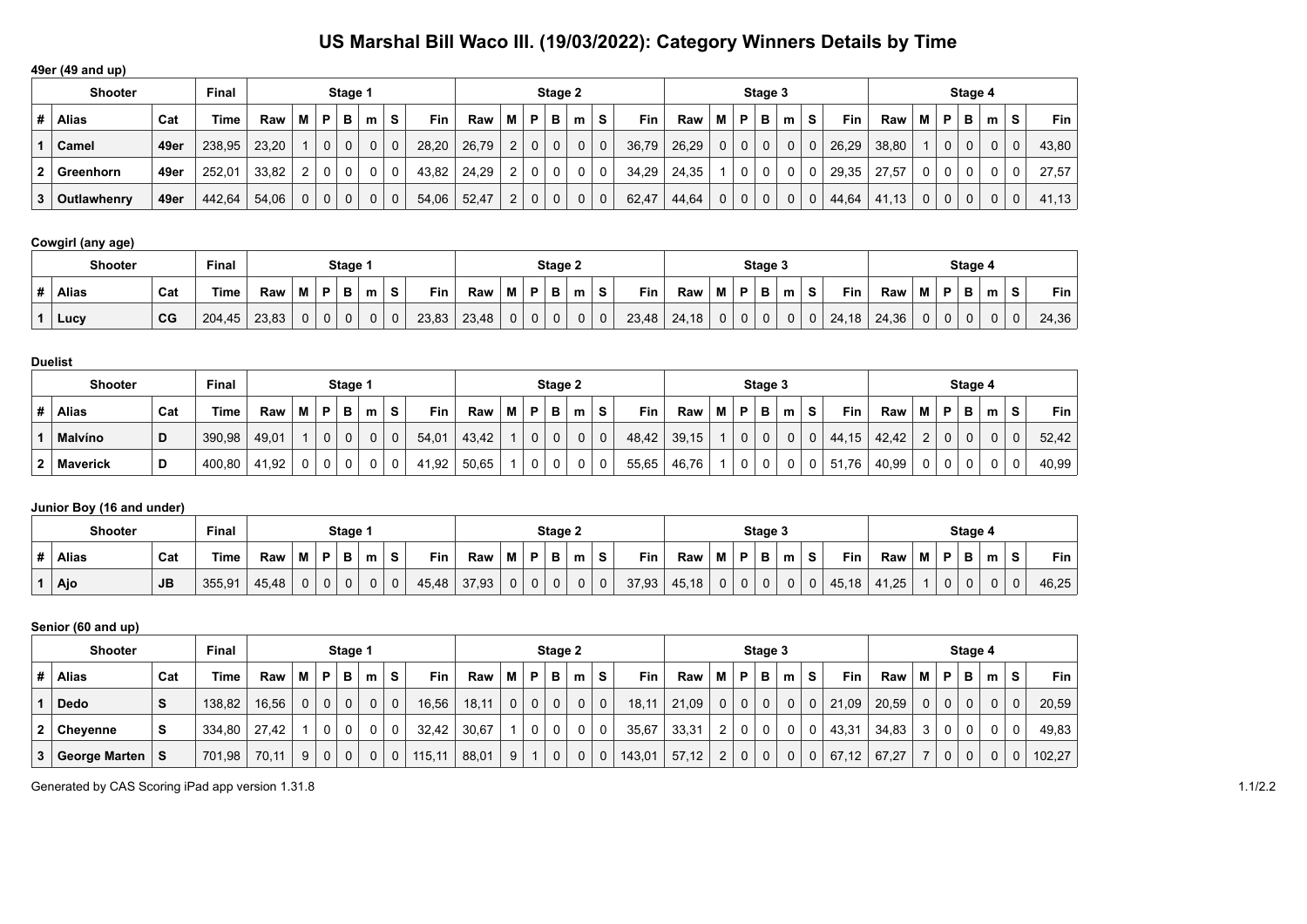# US Marshal Bill Waco III. (19/03/2022): Category Winners Details by Time

## 49er (49 and up)

| Shooter | | | Final | Stage 1 | | | | | | | Stage 2 | | | | | | | Stage 3 | | | | | | | Stage 4 | | | | | | |
|---|---|---|---|---|---|---|---|---|---|---|---|---|---|---|---|---|---|---|---|---|---|---|---|---|---|---|---|---|---|---|---|
| # | Alias | Cat | Time | Raw | M | P | B | m | S | Fin | Raw | M | P | B | m | S | Fin | Raw | M | P | B | m | S | Fin | Raw | M | P | B | m | S | Fin |
| 1 | Camel | 49er | 238,95 | 23,20 | 1 | 0 | 0 | 0 | 0 | 28,20 | 26,79 | 2 | 0 | 0 | 0 | 0 | 36,79 | 26,29 | 0 | 0 | 0 | 0 | 0 | 26,29 | 38,80 | 1 | 0 | 0 | 0 | 0 | 43,80 |
| 2 | Greenhorn | 49er | 252,01 | 33,82 | 2 | 0 | 0 | 0 | 0 | 43,82 | 24,29 | 2 | 0 | 0 | 0 | 0 | 34,29 | 24,35 | 1 | 0 | 0 | 0 | 0 | 29,35 | 27,57 | 0 | 0 | 0 | 0 | 0 | 27,57 |
| 3 | Outlawhenry | 49er | 442,64 | 54,06 | 0 | 0 | 0 | 0 | 0 | 54,06 | 52,47 | 2 | 0 | 0 | 0 | 0 | 62,47 | 44,64 | 0 | 0 | 0 | 0 | 0 | 44,64 | 41,13 | 0 | 0 | 0 | 0 | 0 | 41,13 |

## Cowgirl (any age)

| Shooter | | | Final | Stage 1 | | | | | | | Stage 2 | | | | | | | Stage 3 | | | | | | | Stage 4 | | | | | | |
|---|---|---|---|---|---|---|---|---|---|---|---|---|---|---|---|---|---|---|---|---|---|---|---|---|---|---|---|---|---|---|---|
| # | Alias | Cat | Time | Raw | M | P | B | m | S | Fin | Raw | M | P | B | m | S | Fin | Raw | M | P | B | m | S | Fin | Raw | M | P | B | m | S | Fin |
| 1 | Lucy | CG | 204,45 | 23,83 | 0 | 0 | 0 | 0 | 0 | 23,83 | 23,48 | 0 | 0 | 0 | 0 | 0 | 23,48 | 24,18 | 0 | 0 | 0 | 0 | 0 | 24,18 | 24,36 | 0 | 0 | 0 | 0 | 0 | 24,36 |

## Duelist

| Shooter | | | Final | Stage 1 | | | | | | | Stage 2 | | | | | | | Stage 3 | | | | | | | Stage 4 | | | | | | |
|---|---|---|---|---|---|---|---|---|---|---|---|---|---|---|---|---|---|---|---|---|---|---|---|---|---|---|---|---|---|---|---|
| # | Alias | Cat | Time | Raw | M | P | B | m | S | Fin | Raw | M | P | B | m | S | Fin | Raw | M | P | B | m | S | Fin | Raw | M | P | B | m | S | Fin |
| 1 | Malvíno | D | 390,98 | 49,01 | 1 | 0 | 0 | 0 | 0 | 54,01 | 43,42 | 1 | 0 | 0 | 0 | 0 | 48,42 | 39,15 | 1 | 0 | 0 | 0 | 0 | 44,15 | 42,42 | 2 | 0 | 0 | 0 | 0 | 52,42 |
| 2 | Maverick | D | 400,80 | 41,92 | 0 | 0 | 0 | 0 | 0 | 41,92 | 50,65 | 1 | 0 | 0 | 0 | 0 | 55,65 | 46,76 | 1 | 0 | 0 | 0 | 0 | 51,76 | 40,99 | 0 | 0 | 0 | 0 | 0 | 40,99 |

## Junior Boy (16 and under)

| Shooter | | | Final | Stage 1 | | | | | | | Stage 2 | | | | | | | Stage 3 | | | | | | | Stage 4 | | | | | | |
|---|---|---|---|---|---|---|---|---|---|---|---|---|---|---|---|---|---|---|---|---|---|---|---|---|---|---|---|---|---|---|---|
| # | Alias | Cat | Time | Raw | M | P | B | m | S | Fin | Raw | M | P | B | m | S | Fin | Raw | M | P | B | m | S | Fin | Raw | M | P | B | m | S | Fin |
| 1 | Ajo | JB | 355,91 | 45,48 | 0 | 0 | 0 | 0 | 0 | 45,48 | 37,93 | 0 | 0 | 0 | 0 | 0 | 37,93 | 45,18 | 0 | 0 | 0 | 0 | 0 | 45,18 | 41,25 | 1 | 0 | 0 | 0 | 0 | 46,25 |

## Senior (60 and up)

| Shooter | | | Final | Stage 1 | | | | | | | Stage 2 | | | | | | | Stage 3 | | | | | | | Stage 4 | | | | | | |
|---|---|---|---|---|---|---|---|---|---|---|---|---|---|---|---|---|---|---|---|---|---|---|---|---|---|---|---|---|---|---|---|
| # | Alias | Cat | Time | Raw | M | P | B | m | S | Fin | Raw | M | P | B | m | S | Fin | Raw | M | P | B | m | S | Fin | Raw | M | P | B | m | S | Fin |
| 1 | Dedo | S | 138,82 | 16,56 | 0 | 0 | 0 | 0 | 0 | 16,56 | 18,11 | 0 | 0 | 0 | 0 | 0 | 18,11 | 21,09 | 0 | 0 | 0 | 0 | 0 | 21,09 | 20,59 | 0 | 0 | 0 | 0 | 0 | 20,59 |
| 2 | Cheyenne | S | 334,80 | 27,42 | 1 | 0 | 0 | 0 | 0 | 32,42 | 30,67 | 1 | 0 | 0 | 0 | 0 | 35,67 | 33,31 | 2 | 0 | 0 | 0 | 0 | 43,31 | 34,83 | 3 | 0 | 0 | 0 | 0 | 49,83 |
| 3 | George Marten | S | 701,98 | 70,11 | 9 | 0 | 0 | 0 | 0 | 115,11 | 88,01 | 9 | 1 | 0 | 0 | 0 | 143,01 | 57,12 | 2 | 0 | 0 | 0 | 0 | 67,12 | 67,27 | 7 | 0 | 0 | 0 | 0 | 102,27 |

Generated by CAS Scoring iPad app version 1.31.8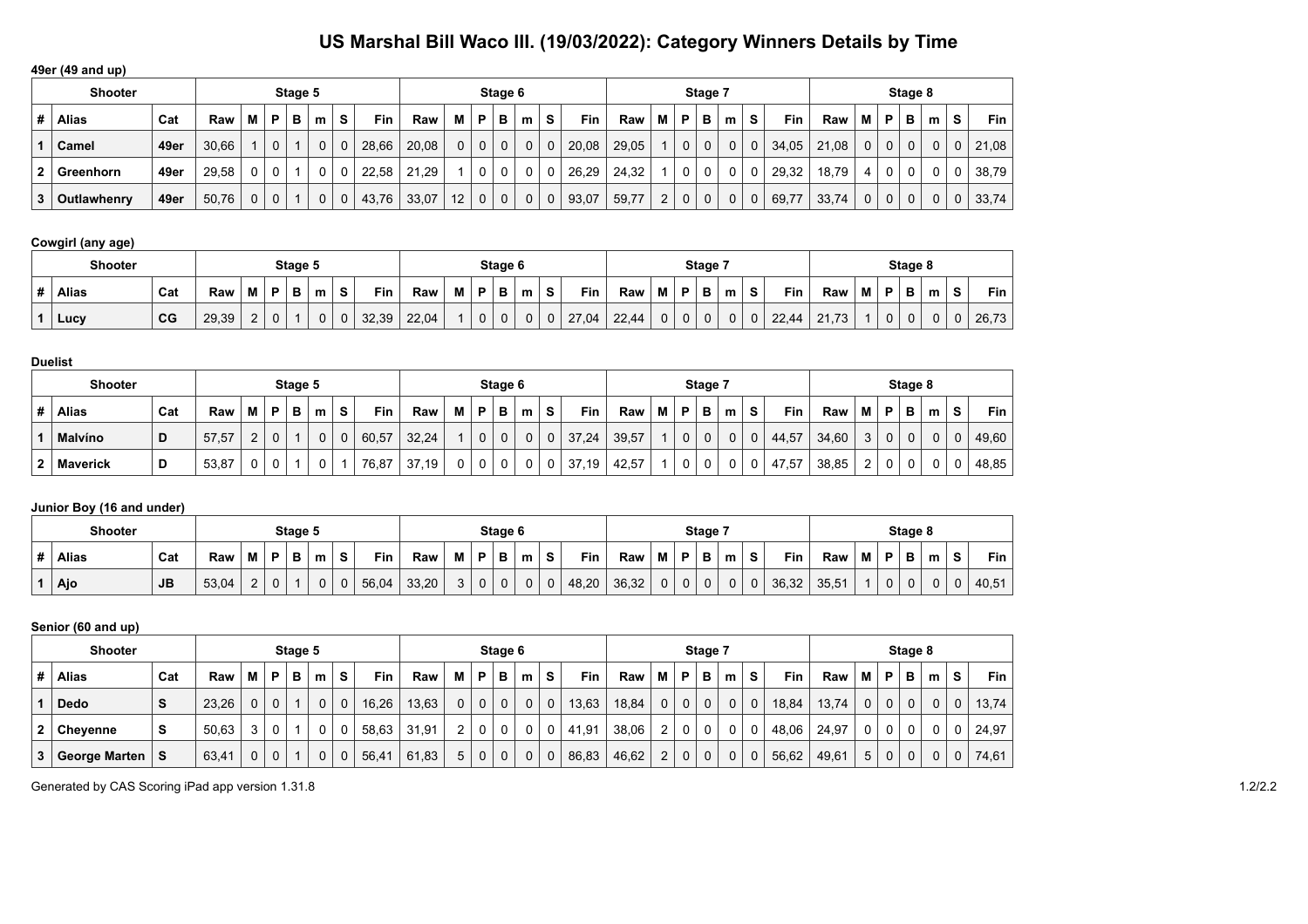# US Marshal Bill Waco III. (19/03/2022): Category Winners Details by Time

**49er (49 and up)**

| Shooter | | | Stage 5 | | | | | | | Stage 6 | | | | | | | Stage 7 | | | | | | | Stage 8 | | | | | | |
|---|---|---|---|---|---|---|---|---|---|---|---|---|---|---|---|---|---|---|---|---|---|---|---|---|---|---|---|---|---|---|
| # | Alias | Cat | Raw | M | P | B | m | S | Fin | Raw | M | P | B | m | S | Fin | Raw | M | P | B | m | S | Fin | Raw | M | P | B | m | S | Fin |
| 1 | Camel | 49er | 30,66 | 1 | 0 | 1 | 0 | 0 | 28,66 | 20,08 | 0 | 0 | 0 | 0 | 0 | 20,08 | 29,05 | 1 | 0 | 0 | 0 | 0 | 34,05 | 21,08 | 0 | 0 | 0 | 0 | 0 | 21,08 |
| 2 | Greenhorn | 49er | 29,58 | 0 | 0 | 1 | 0 | 0 | 22,58 | 21,29 | 1 | 0 | 0 | 0 | 0 | 26,29 | 24,32 | 1 | 0 | 0 | 0 | 0 | 29,32 | 18,79 | 4 | 0 | 0 | 0 | 0 | 38,79 |
| 3 | Outlawhenry | 49er | 50,76 | 0 | 0 | 1 | 0 | 0 | 43,76 | 33,07 | 12 | 0 | 0 | 0 | 0 | 93,07 | 59,77 | 2 | 0 | 0 | 0 | 0 | 69,77 | 33,74 | 0 | 0 | 0 | 0 | 0 | 33,74 |

**Cowgirl (any age)**

| Shooter | | | Stage 5 | | | | | | | Stage 6 | | | | | | | Stage 7 | | | | | | | Stage 8 | | | | | | |
|---|---|---|---|---|---|---|---|---|---|---|---|---|---|---|---|---|---|---|---|---|---|---|---|---|---|---|---|---|---|---|
| # | Alias | Cat | Raw | M | P | B | m | S | Fin | Raw | M | P | B | m | S | Fin | Raw | M | P | B | m | S | Fin | Raw | M | P | B | m | S | Fin |
| 1 | Lucy | CG | 29,39 | 2 | 0 | 1 | 0 | 0 | 32,39 | 22,04 | 1 | 0 | 0 | 0 | 0 | 27,04 | 22,44 | 0 | 0 | 0 | 0 | 0 | 22,44 | 21,73 | 1 | 0 | 0 | 0 | 0 | 26,73 |

**Duelist**

| Shooter | | | Stage 5 | | | | | | | Stage 6 | | | | | | | Stage 7 | | | | | | | Stage 8 | | | | | | |
|---|---|---|---|---|---|---|---|---|---|---|---|---|---|---|---|---|---|---|---|---|---|---|---|---|---|---|---|---|---|---|
| # | Alias | Cat | Raw | M | P | B | m | S | Fin | Raw | M | P | B | m | S | Fin | Raw | M | P | B | m | S | Fin | Raw | M | P | B | m | S | Fin |
| 1 | Malvíno | D | 57,57 | 2 | 0 | 1 | 0 | 0 | 60,57 | 32,24 | 1 | 0 | 0 | 0 | 0 | 37,24 | 39,57 | 1 | 0 | 0 | 0 | 0 | 44,57 | 34,60 | 3 | 0 | 0 | 0 | 0 | 49,60 |
| 2 | Maverick | D | 53,87 | 0 | 0 | 1 | 0 | 1 | 76,87 | 37,19 | 0 | 0 | 0 | 0 | 0 | 37,19 | 42,57 | 1 | 0 | 0 | 0 | 0 | 47,57 | 38,85 | 2 | 0 | 0 | 0 | 0 | 48,85 |

**Junior Boy (16 and under)**

| Shooter | | | Stage 5 | | | | | | | Stage 6 | | | | | | | Stage 7 | | | | | | | Stage 8 | | | | | | |
|---|---|---|---|---|---|---|---|---|---|---|---|---|---|---|---|---|---|---|---|---|---|---|---|---|---|---|---|---|---|---|
| # | Alias | Cat | Raw | M | P | B | m | S | Fin | Raw | M | P | B | m | S | Fin | Raw | M | P | B | m | S | Fin | Raw | M | P | B | m | S | Fin |
| 1 | Ajo | JB | 53,04 | 2 | 0 | 1 | 0 | 0 | 56,04 | 33,20 | 3 | 0 | 0 | 0 | 0 | 48,20 | 36,32 | 0 | 0 | 0 | 0 | 0 | 36,32 | 35,51 | 1 | 0 | 0 | 0 | 0 | 40,51 |

**Senior (60 and up)**

| Shooter | | | Stage 5 | | | | | | | Stage 6 | | | | | | | Stage 7 | | | | | | | Stage 8 | | | | | | |
|---|---|---|---|---|---|---|---|---|---|---|---|---|---|---|---|---|---|---|---|---|---|---|---|---|---|---|---|---|---|---|
| # | Alias | Cat | Raw | M | P | B | m | S | Fin | Raw | M | P | B | m | S | Fin | Raw | M | P | B | m | S | Fin | Raw | M | P | B | m | S | Fin |
| 1 | Dedo | S | 23,26 | 0 | 0 | 1 | 0 | 0 | 16,26 | 13,63 | 0 | 0 | 0 | 0 | 0 | 13,63 | 18,84 | 0 | 0 | 0 | 0 | 0 | 18,84 | 13,74 | 0 | 0 | 0 | 0 | 0 | 13,74 |
| 2 | Cheyenne | S | 50,63 | 3 | 0 | 1 | 0 | 0 | 58,63 | 31,91 | 2 | 0 | 0 | 0 | 0 | 41,91 | 38,06 | 2 | 0 | 0 | 0 | 0 | 48,06 | 24,97 | 0 | 0 | 0 | 0 | 0 | 24,97 |
| 3 | George Marten | S | 63,41 | 0 | 0 | 1 | 0 | 0 | 56,41 | 61,83 | 5 | 0 | 0 | 0 | 0 | 86,83 | 46,62 | 2 | 0 | 0 | 0 | 0 | 56,62 | 49,61 | 5 | 0 | 0 | 0 | 0 | 74,61 |

Generated by CAS Scoring iPad app version 1.31.8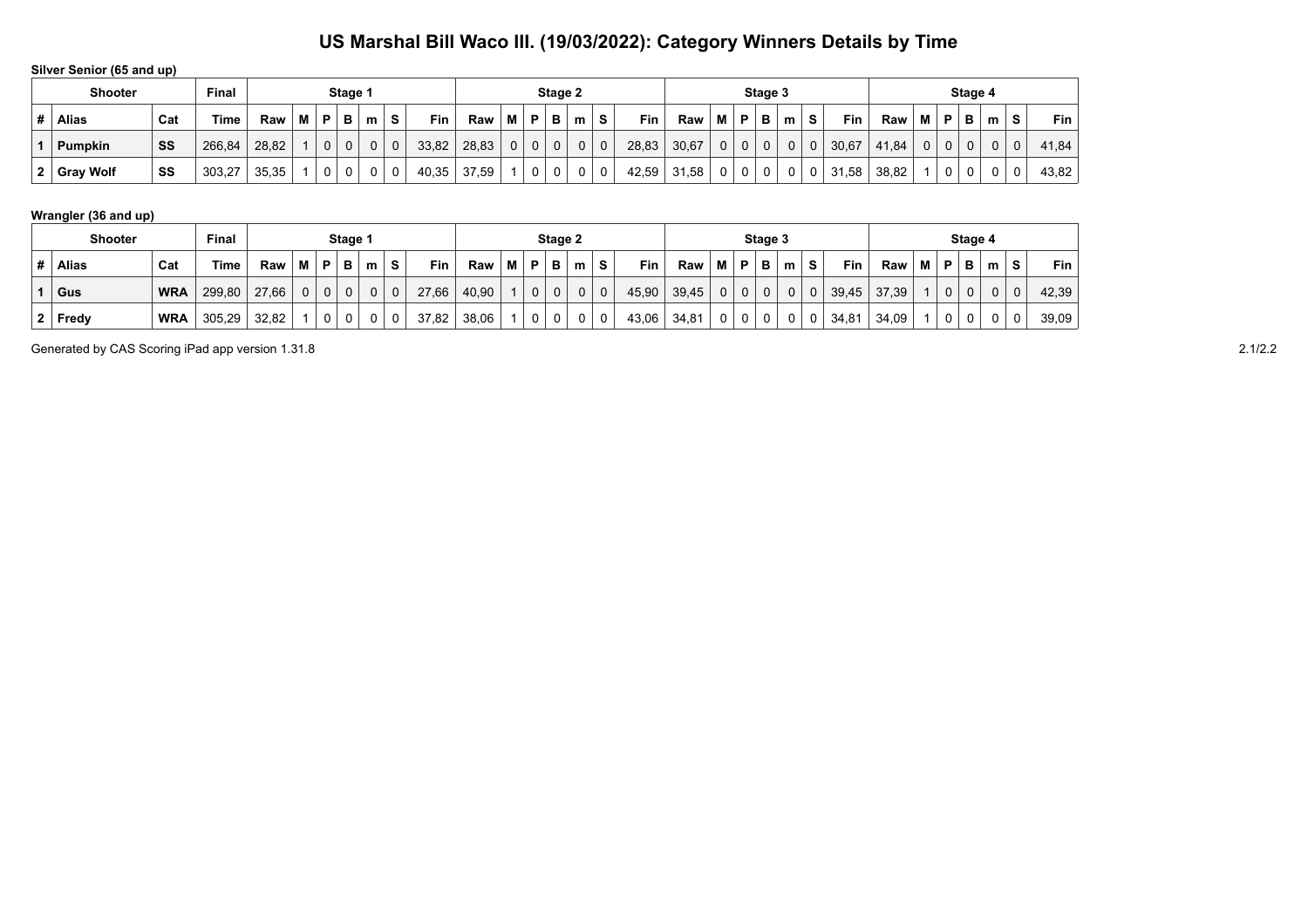# US Marshal Bill Waco III. (19/03/2022): Category Winners Details by Time

**Silver Senior (65 and up)**

| Shooter | | | Final | Stage 1 | | | | | | | Stage 2 | | | | | | | Stage 3 | | | | | | | Stage 4 | | | | | | |
|---|---|---|---|---|---|---|---|---|---|---|---|---|---|---|---|---|---|---|---|---|---|---|---|---|---|---|---|---|---|---|---|
| # | Alias | Cat | Time | Raw | M | P | B | m | S | Fin | Raw | M | P | B | m | S | Fin | Raw | M | P | B | m | S | Fin | Raw | M | P | B | m | S | Fin |
| 1 | Pumpkin | SS | 266,84 | 28,82 | 1 | 0 | 0 | 0 | 0 | 33,82 | 28,83 | 0 | 0 | 0 | 0 | 0 | 28,83 | 30,67 | 0 | 0 | 0 | 0 | 0 | 30,67 | 41,84 | 0 | 0 | 0 | 0 | 0 | 41,84 |
| 2 | Gray Wolf | SS | 303,27 | 35,35 | 1 | 0 | 0 | 0 | 0 | 40,35 | 37,59 | 1 | 0 | 0 | 0 | 0 | 42,59 | 31,58 | 0 | 0 | 0 | 0 | 0 | 31,58 | 38,82 | 1 | 0 | 0 | 0 | 0 | 43,82 |

**Wrangler (36 and up)**

| Shooter | | | Final | Stage 1 | | | | | | | Stage 2 | | | | | | | Stage 3 | | | | | | | Stage 4 | | | | | | |
|---|---|---|---|---|---|---|---|---|---|---|---|---|---|---|---|---|---|---|---|---|---|---|---|---|---|---|---|---|---|---|---|
| # | Alias | Cat | Time | Raw | M | P | B | m | S | Fin | Raw | M | P | B | m | S | Fin | Raw | M | P | B | m | S | Fin | Raw | M | P | B | m | S | Fin |
| 1 | Gus | WRA | 299,80 | 27,66 | 0 | 0 | 0 | 0 | 0 | 27,66 | 40,90 | 1 | 0 | 0 | 0 | 0 | 45,90 | 39,45 | 0 | 0 | 0 | 0 | 0 | 39,45 | 37,39 | 1 | 0 | 0 | 0 | 0 | 42,39 |
| 2 | Fredy | WRA | 305,29 | 32,82 | 1 | 0 | 0 | 0 | 0 | 37,82 | 38,06 | 1 | 0 | 0 | 0 | 0 | 43,06 | 34,81 | 0 | 0 | 0 | 0 | 0 | 34,81 | 34,09 | 1 | 0 | 0 | 0 | 0 | 39,09 |

Generated by CAS Scoring iPad app version 1.31.8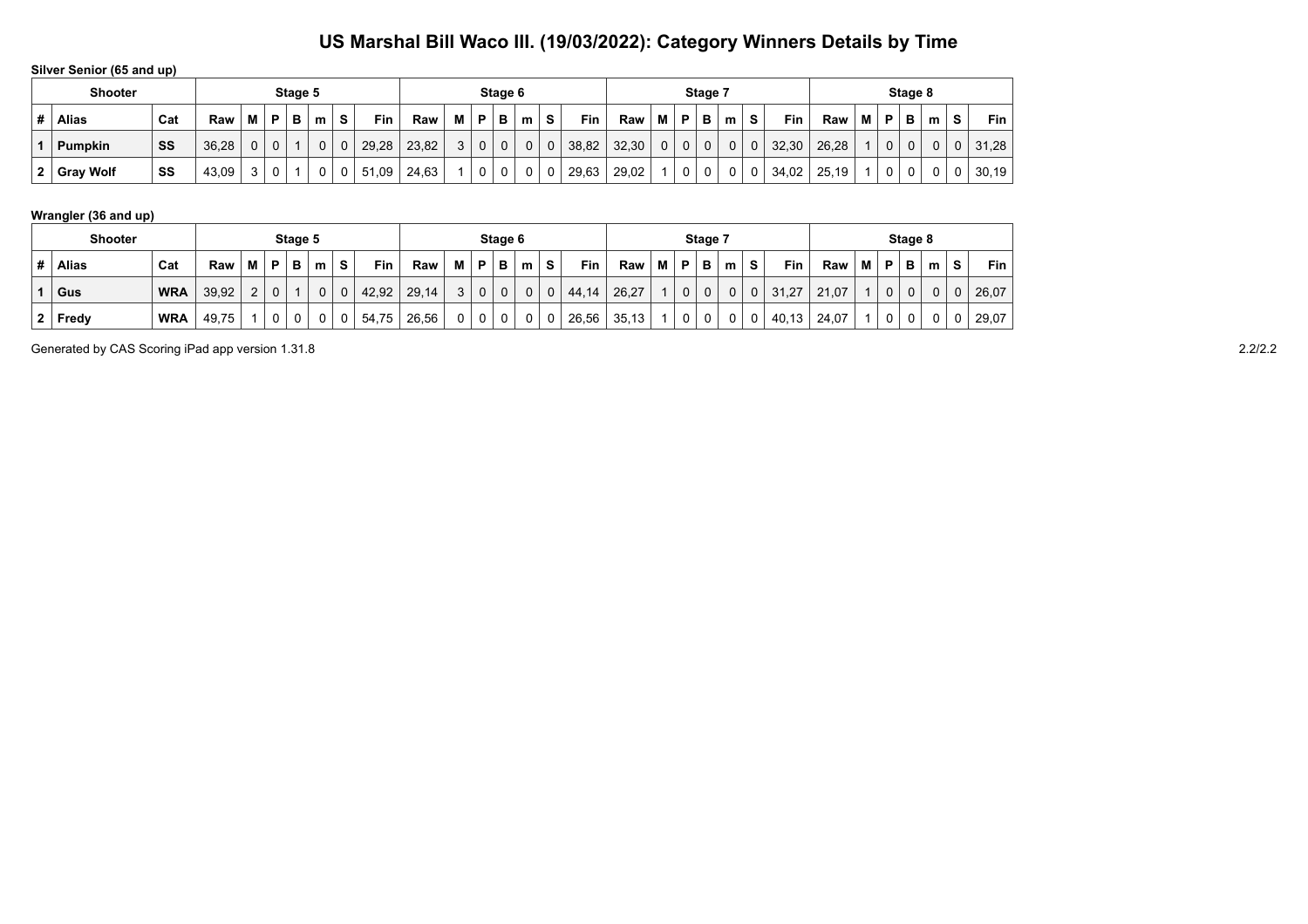# US Marshal Bill Waco III. (19/03/2022): Category Winners Details by Time

**Silver Senior (65 and up)**

| Shooter | | | Stage 5 | | | | | | | Stage 6 | | | | | | | Stage 7 | | | | | | | Stage 8 | | | | | | |
|---|---|---|---|---|---|---|---|---|---|---|---|---|---|---|---|---|---|---|---|---|---|---|---|---|---|---|---|---|---|---|
| # | Alias | Cat | Raw | M | P | B | m | S | Fin | Raw | M | P | B | m | S | Fin | Raw | M | P | B | m | S | Fin | Raw | M | P | B | m | S | Fin |
| 1 | **Pumpkin** | **SS** | 36,28 | 0 | 0 | 1 | 0 | 0 | 29,28 | 23,82 | 3 | 0 | 0 | 0 | 0 | 38,82 | 32,30 | 0 | 0 | 0 | 0 | 0 | 32,30 | 26,28 | 1 | 0 | 0 | 0 | 0 | 31,28 |
| 2 | **Gray Wolf** | **SS** | 43,09 | 3 | 0 | 1 | 0 | 0 | 51,09 | 24,63 | 1 | 0 | 0 | 0 | 0 | 29,63 | 29,02 | 1 | 0 | 0 | 0 | 0 | 34,02 | 25,19 | 1 | 0 | 0 | 0 | 0 | 30,19 |

**Wrangler (36 and up)**

| Shooter | | | Stage 5 | | | | | | | Stage 6 | | | | | | | Stage 7 | | | | | | | Stage 8 | | | | | | |
|---|---|---|---|---|---|---|---|---|---|---|---|---|---|---|---|---|---|---|---|---|---|---|---|---|---|---|---|---|---|---|
| # | Alias | Cat | Raw | M | P | B | m | S | Fin | Raw | M | P | B | m | S | Fin | Raw | M | P | B | m | S | Fin | Raw | M | P | B | m | S | Fin |
| 1 | **Gus** | **WRA** | 39,92 | 2 | 0 | 1 | 0 | 0 | 42,92 | 29,14 | 3 | 0 | 0 | 0 | 0 | 44,14 | 26,27 | 1 | 0 | 0 | 0 | 0 | 31,27 | 21,07 | 1 | 0 | 0 | 0 | 0 | 26,07 |
| 2 | **Fredy** | **WRA** | 49,75 | 1 | 0 | 0 | 0 | 0 | 54,75 | 26,56 | 0 | 0 | 0 | 0 | 0 | 26,56 | 35,13 | 1 | 0 | 0 | 0 | 0 | 40,13 | 24,07 | 1 | 0 | 0 | 0 | 0 | 29,07 |

Generated by CAS Scoring iPad app version 1.31.8